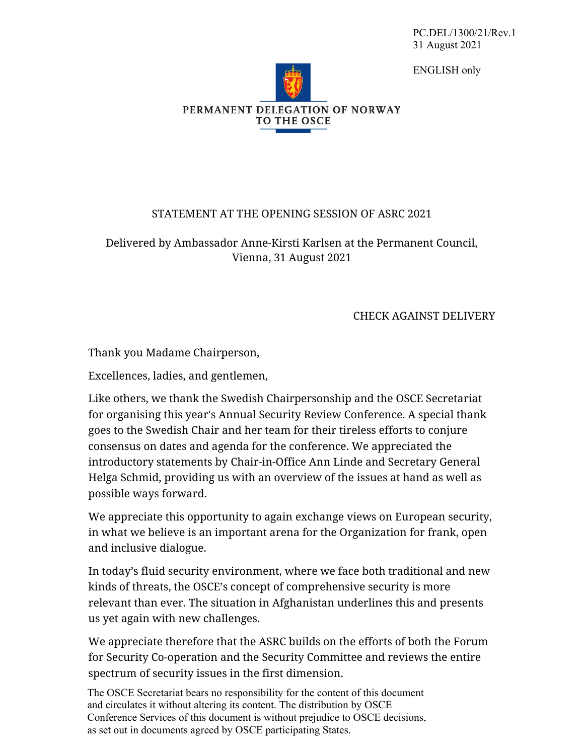PC.DEL/1300/21/Rev.1
31 August 2021

ENGLISH only

PERMANENT DELEGATION OF NORWAY TO THE OSCE

STATEMENT AT THE OPENING SESSION OF ASRC 2021

Delivered by Ambassador Anne-Kirsti Karlsen at the Permanent Council, Vienna, 31 August 2021

CHECK AGAINST DELIVERY

Thank you Madame Chairperson,

Excellences, ladies, and gentlemen,

Like others, we thank the Swedish Chairpersonship and the OSCE Secretariat for organising this year's Annual Security Review Conference. A special thank goes to the Swedish Chair and her team for their tireless efforts to conjure consensus on dates and agenda for the conference. We appreciated the introductory statements by Chair-in-Office Ann Linde and Secretary General Helga Schmid, providing us with an overview of the issues at hand as well as possible ways forward.

We appreciate this opportunity to again exchange views on European security, in what we believe is an important arena for the Organization for frank, open and inclusive dialogue.

In today's fluid security environment, where we face both traditional and new kinds of threats, the OSCE's concept of comprehensive security is more relevant than ever. The situation in Afghanistan underlines this and presents us yet again with new challenges.

We appreciate therefore that the ASRC builds on the efforts of both the Forum for Security Co-operation and the Security Committee and reviews the entire spectrum of security issues in the first dimension.

The OSCE Secretariat bears no responsibility for the content of this document and circulates it without altering its content. The distribution by OSCE Conference Services of this document is without prejudice to OSCE decisions, as set out in documents agreed by OSCE participating States.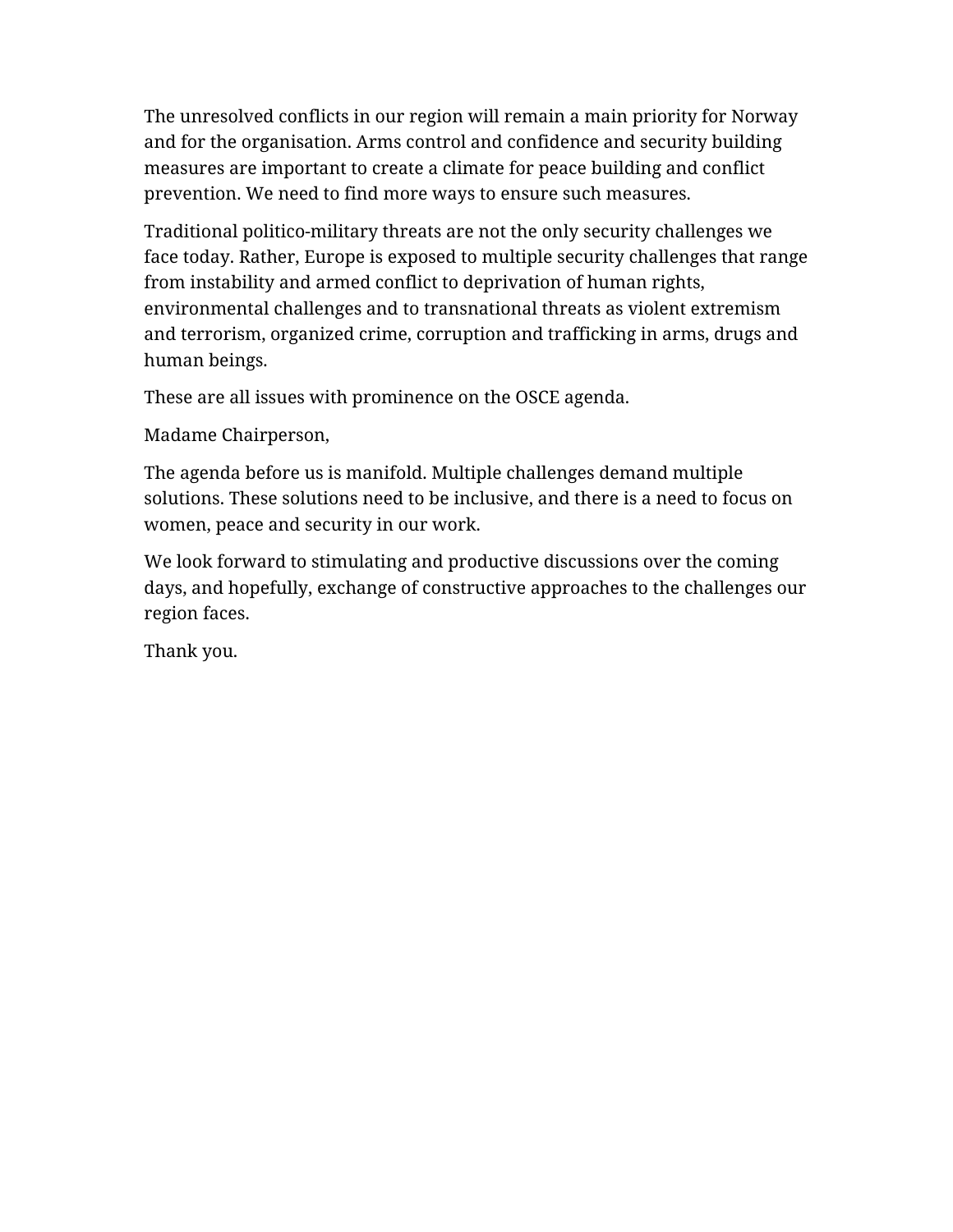The unresolved conflicts in our region will remain a main priority for Norway and for the organisation. Arms control and confidence and security building measures are important to create a climate for peace building and conflict prevention. We need to find more ways to ensure such measures.

Traditional politico-military threats are not the only security challenges we face today. Rather, Europe is exposed to multiple security challenges that range from instability and armed conflict to deprivation of human rights, environmental challenges and to transnational threats as violent extremism and terrorism, organized crime, corruption and trafficking in arms, drugs and human beings.

These are all issues with prominence on the OSCE agenda.

Madame Chairperson,

The agenda before us is manifold. Multiple challenges demand multiple solutions. These solutions need to be inclusive, and there is a need to focus on women, peace and security in our work.

We look forward to stimulating and productive discussions over the coming days, and hopefully, exchange of constructive approaches to the challenges our region faces.

Thank you.